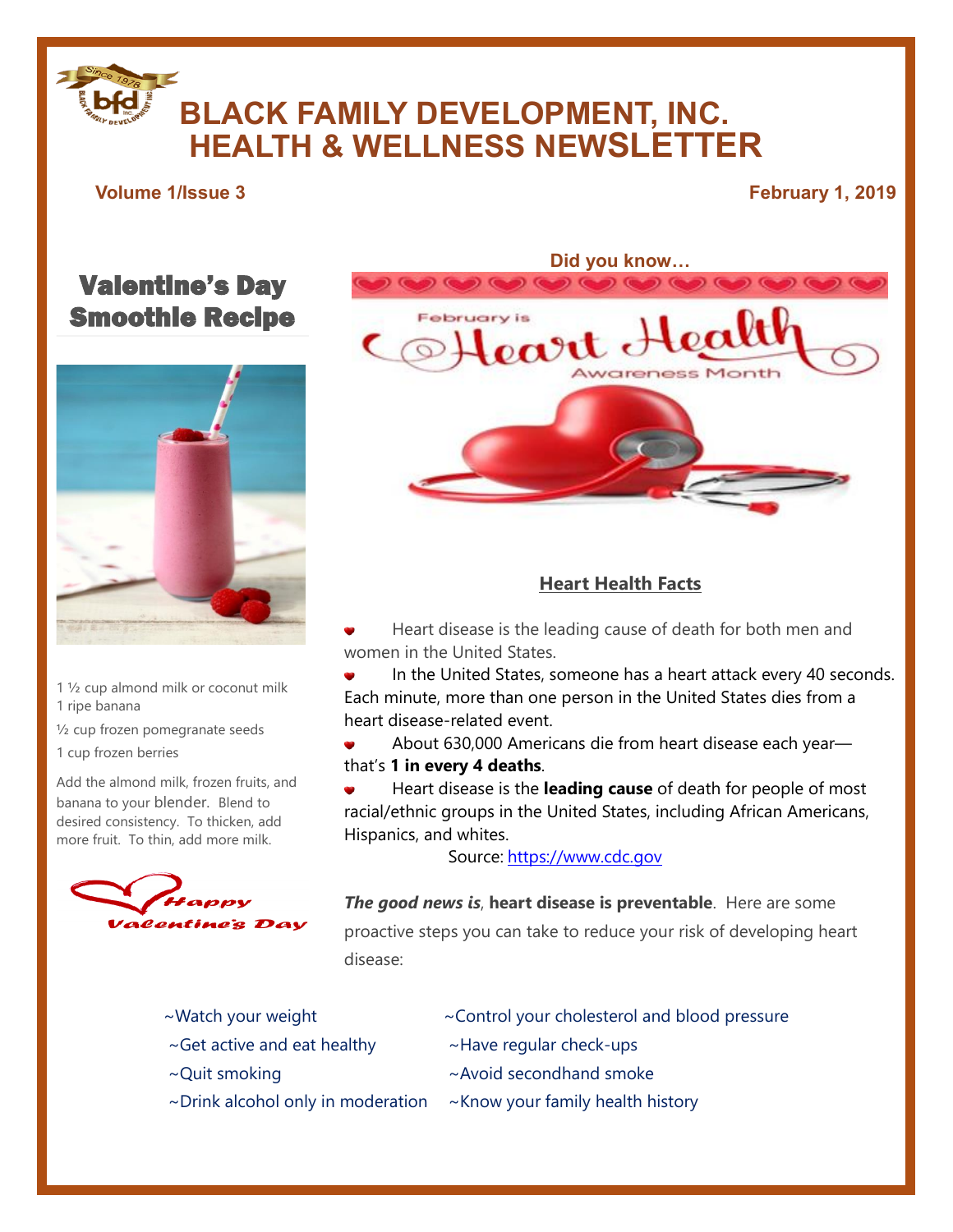# BLACK FAMILY DEVELOPMENT, INC.
# HEALTH & WELLNESS NEWSLETTER

**Volume 1/Issue 3** **February 1, 2019**

## Valentine's Day Smoothie Recipe

1 ½ cup almond milk or coconut milk
1 ripe banana
½ cup frozen pomegranate seeds
1 cup frozen berries

Add the almond milk, frozen fruits, and banana to your blender. Blend to desired consistency. To thicken, add more fruit. To thin, add more milk.

Happy Valentine's Day

**Did you know…**

February is Heart Health Awareness Month

### Heart Health Facts

- Heart disease is the leading cause of death for both men and women in the United States.
- In the United States, someone has a heart attack every 40 seconds. Each minute, more than one person in the United States dies from a heart disease-related event.
- About 630,000 Americans die from heart disease each year—that's **1 in every 4 deaths**.
- Heart disease is the **leading cause** of death for people of most racial/ethnic groups in the United States, including African Americans, Hispanics, and whites.

Source: https://www.cdc.gov

***The good news is*, heart disease is preventable**. Here are some proactive steps you can take to reduce your risk of developing heart disease:

~Watch your weight
~Get active and eat healthy
~Quit smoking
~Drink alcohol only in moderation
~Control your cholesterol and blood pressure
~Have regular check-ups
~Avoid secondhand smoke
~Know your family health history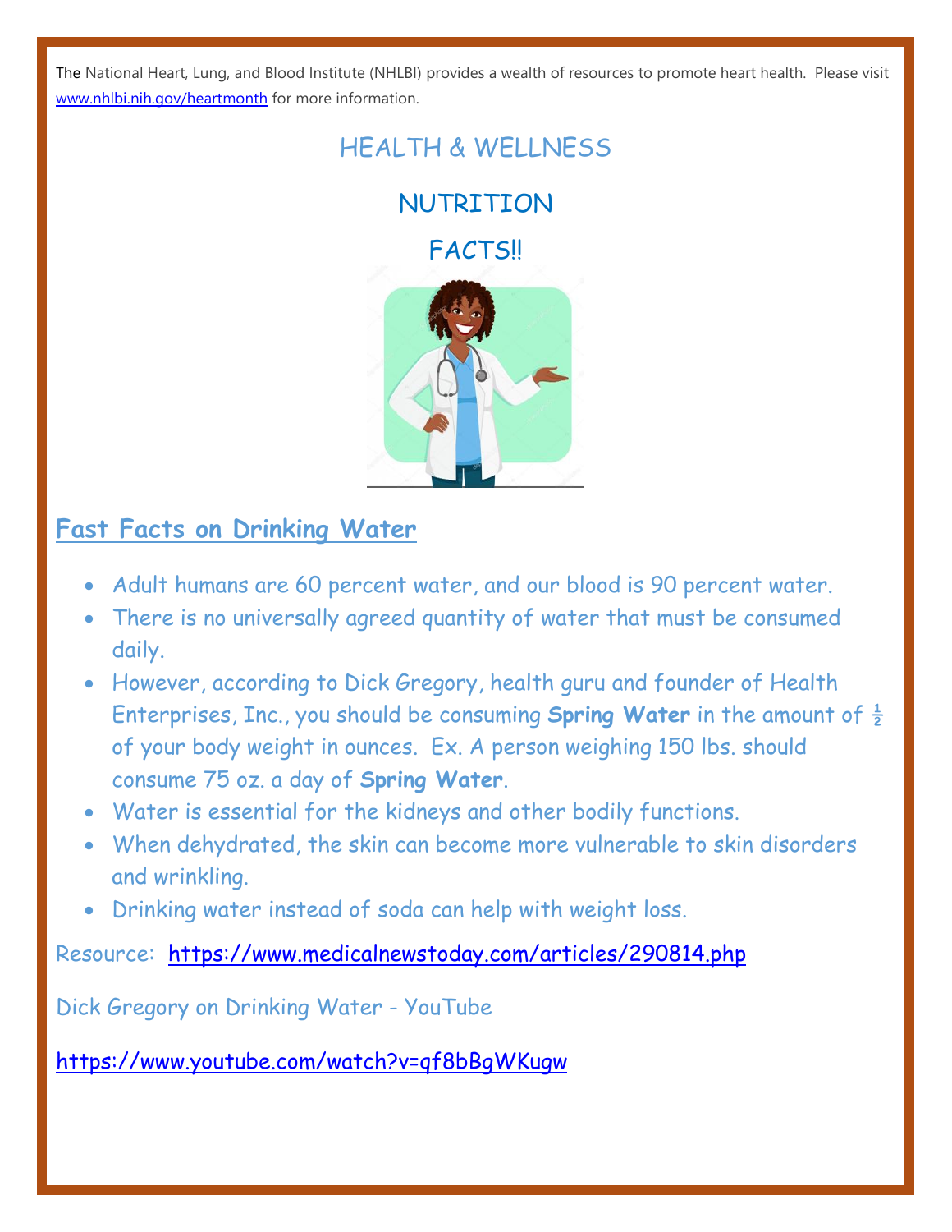The National Heart, Lung, and Blood Institute (NHLBI) provides a wealth of resources to promote heart health. Please visit [www.nhlbi.nih.gov/heartmonth](http://www.nhlbi.nih.gov/heartmonth) for more information.

# HEALTH & WELLNESS

## NUTRITION

## FACTS!!

## Fast Facts on Drinking Water

- Adult humans are 60 percent water, and our blood is 90 percent water.
- There is no universally agreed quantity of water that must be consumed daily.
- However, according to Dick Gregory, health guru and founder of Health Enterprises, Inc., you should be consuming **Spring Water** in the amount of ½ of your body weight in ounces. Ex. A person weighing 150 lbs. should consume 75 oz. a day of **Spring Water**.
- Water is essential for the kidneys and other bodily functions.
- When dehydrated, the skin can become more vulnerable to skin disorders and wrinkling.
- Drinking water instead of soda can help with weight loss.

Resource: [https://www.medicalnewstoday.com/articles/290814.php](https://www.medicalnewstoday.com/articles/290814.php)

Dick Gregory on Drinking Water - YouTube

[https://www.youtube.com/watch?v=qf8bBgWKugw](https://www.youtube.com/watch?v=qf8bBgWKugw)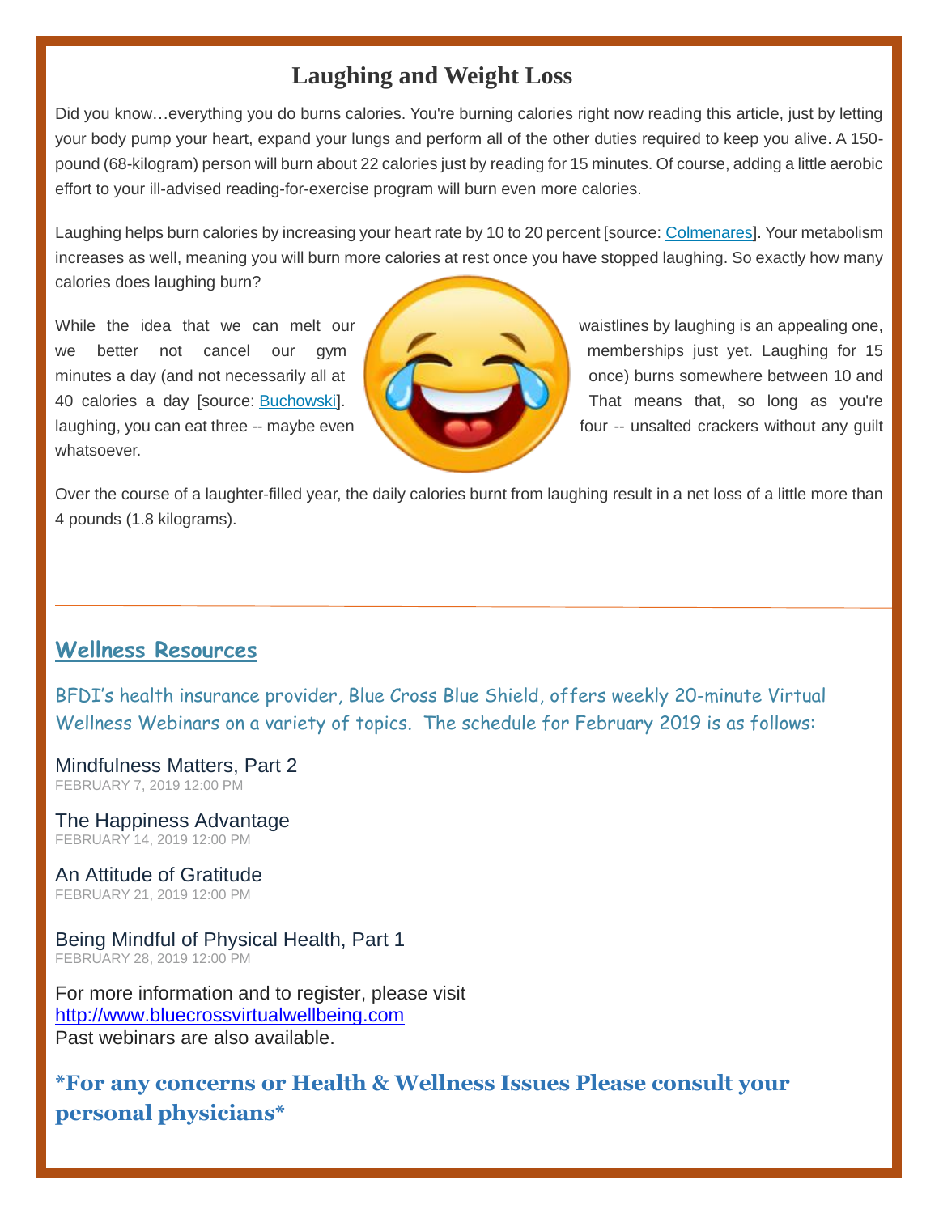# Laughing and Weight Loss

Did you know…everything you do burns calories. You're burning calories right now reading this article, just by letting your body pump your heart, expand your lungs and perform all of the other duties required to keep you alive. A 150-pound (68-kilogram) person will burn about 22 calories just by reading for 15 minutes. Of course, adding a little aerobic effort to your ill-advised reading-for-exercise program will burn even more calories.

Laughing helps burn calories by increasing your heart rate by 10 to 20 percent [source: Colmenares]. Your metabolism increases as well, meaning you will burn more calories at rest once you have stopped laughing. So exactly how many calories does laughing burn?

While the idea that we can melt our waistlines by laughing is an appealing one, we better not cancel our gym memberships just yet. Laughing for 15 minutes a day (and not necessarily all at once) burns somewhere between 10 and 40 calories a day [source: Buchowski]. That means that, so long as you're laughing, you can eat three -- maybe even four -- unsalted crackers without any guilt whatsoever.

Over the course of a laughter-filled year, the daily calories burnt from laughing result in a net loss of a little more than 4 pounds (1.8 kilograms).

---

## Wellness Resources

BFDI's health insurance provider, Blue Cross Blue Shield, offers weekly 20-minute Virtual Wellness Webinars on a variety of topics. The schedule for February 2019 is as follows:

Mindfulness Matters, Part 2
FEBRUARY 7, 2019 12:00 PM

The Happiness Advantage
FEBRUARY 14, 2019 12:00 PM

An Attitude of Gratitude
FEBRUARY 21, 2019 12:00 PM

Being Mindful of Physical Health, Part 1
FEBRUARY 28, 2019 12:00 PM

For more information and to register, please visit
http://www.bluecrossvirtualwellbeing.com
Past webinars are also available.

**\*For any concerns or Health & Wellness Issues Please consult your personal physicians\***